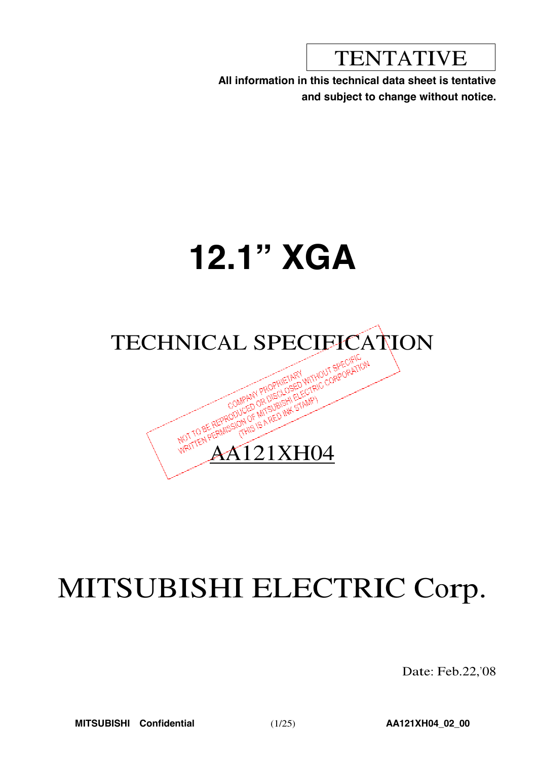TENTATIVE

**All information in this technical data sheet is tentative and subject to change without notice.**

# 12.1" XGA

## TECHNICAL SPECIFICATION

COMPANY PROPRIETARY
NOT TO BE REPRODUCED OR DISCLOSED WITHOUT SPECIFIC WRITTEN PERMISSION OF MITSUBISHI ELECTRIC CORPORATION
(THIS IS A RED INK STAMP)

AA121XH04

# MITSUBISHI ELECTRIC Corp.

Date: Feb.22,'08

**MITSUBISHI Confidential** **AA121XH04_02_00**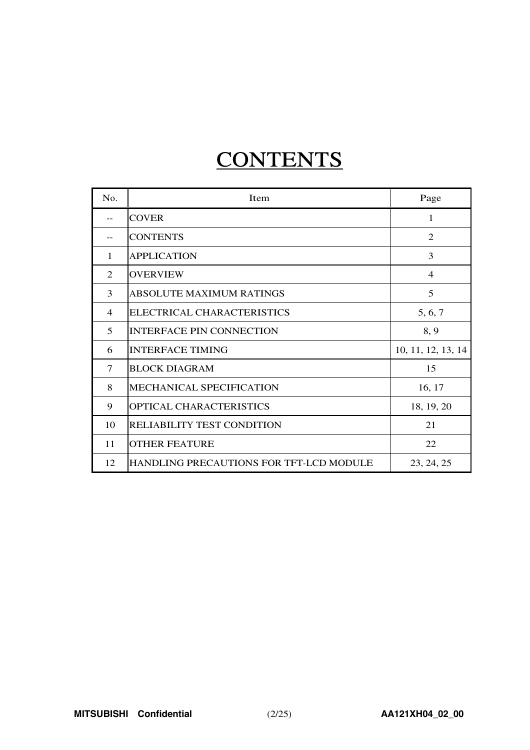# CONTENTS

| No. | Item | Page |
|---|---|---|
| -- | COVER | 1 |
| -- | CONTENTS | 2 |
| 1 | APPLICATION | 3 |
| 2 | OVERVIEW | 4 |
| 3 | ABSOLUTE MAXIMUM RATINGS | 5 |
| 4 | ELECTRICAL CHARACTERISTICS | 5, 6, 7 |
| 5 | INTERFACE PIN CONNECTION | 8, 9 |
| 6 | INTERFACE TIMING | 10, 11, 12, 13, 14 |
| 7 | BLOCK DIAGRAM | 15 |
| 8 | MECHANICAL SPECIFICATION | 16, 17 |
| 9 | OPTICAL CHARACTERISTICS | 18, 19, 20 |
| 10 | RELIABILITY TEST CONDITION | 21 |
| 11 | OTHER FEATURE | 22 |
| 12 | HANDLING PRECAUTIONS FOR TFT-LCD MODULE | 23, 24, 25 |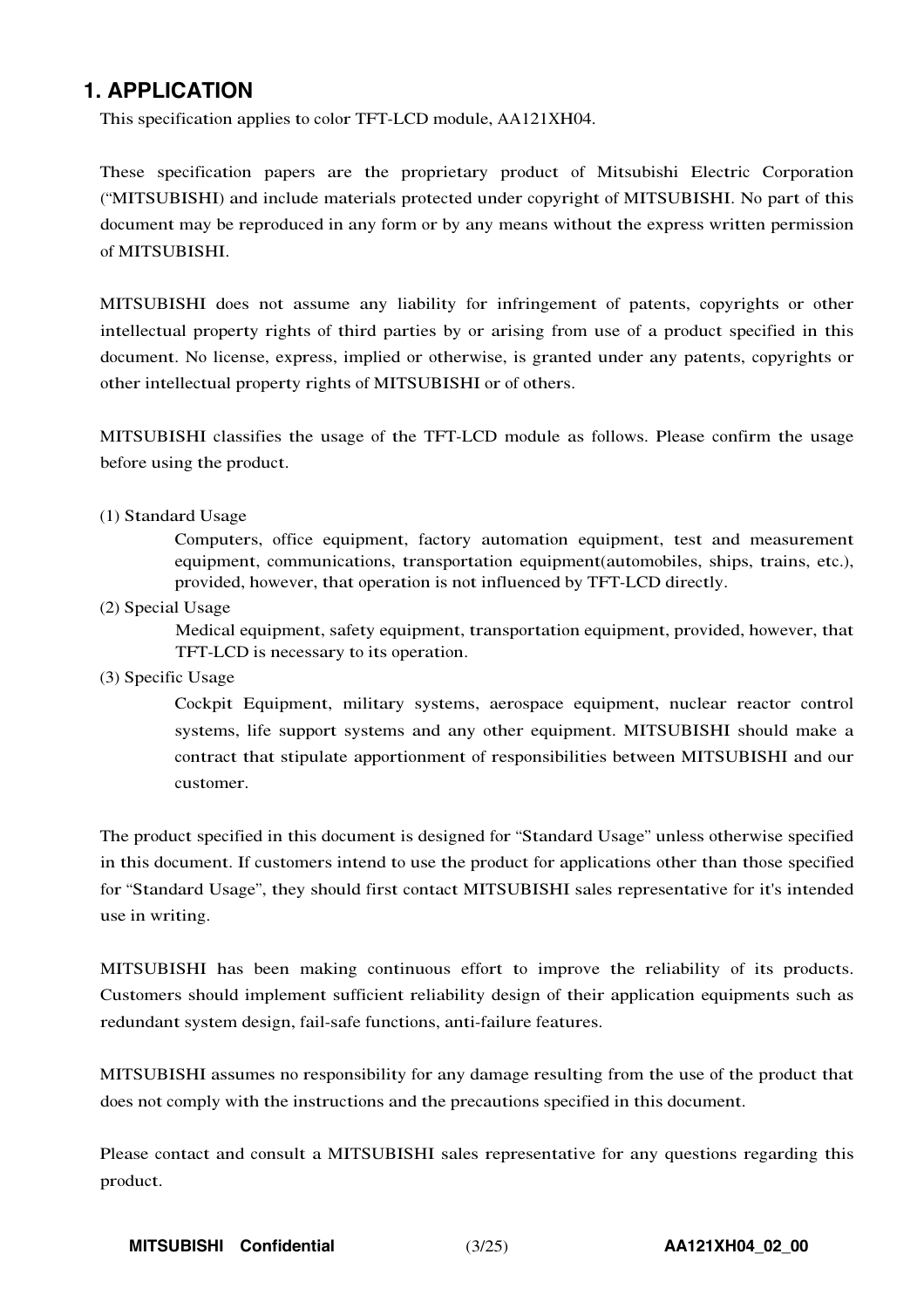# 1. APPLICATION

This specification applies to color TFT-LCD module, AA121XH04.

These specification papers are the proprietary product of Mitsubishi Electric Corporation (“MITSUBISHI) and include materials protected under copyright of MITSUBISHI. No part of this document may be reproduced in any form or by any means without the express written permission of MITSUBISHI.

MITSUBISHI does not assume any liability for infringement of patents, copyrights or other intellectual property rights of third parties by or arising from use of a product specified in this document. No license, express, implied or otherwise, is granted under any patents, copyrights or other intellectual property rights of MITSUBISHI or of others.

MITSUBISHI classifies the usage of the TFT-LCD module as follows. Please confirm the usage before using the product.

(1) Standard Usage

Computers, office equipment, factory automation equipment, test and measurement equipment, communications, transportation equipment(automobiles, ships, trains, etc.), provided, however, that operation is not influenced by TFT-LCD directly.

(2) Special Usage

Medical equipment, safety equipment, transportation equipment, provided, however, that TFT-LCD is necessary to its operation.

(3) Specific Usage

Cockpit Equipment, military systems, aerospace equipment, nuclear reactor control systems, life support systems and any other equipment. MITSUBISHI should make a contract that stipulate apportionment of responsibilities between MITSUBISHI and our customer.

The product specified in this document is designed for “Standard Usage” unless otherwise specified in this document. If customers intend to use the product for applications other than those specified for “Standard Usage”, they should first contact MITSUBISHI sales representative for it's intended use in writing.

MITSUBISHI has been making continuous effort to improve the reliability of its products. Customers should implement sufficient reliability design of their application equipments such as redundant system design, fail-safe functions, anti-failure features.

MITSUBISHI assumes no responsibility for any damage resulting from the use of the product that does not comply with the instructions and the precautions specified in this document.

Please contact and consult a MITSUBISHI sales representative for any questions regarding this product.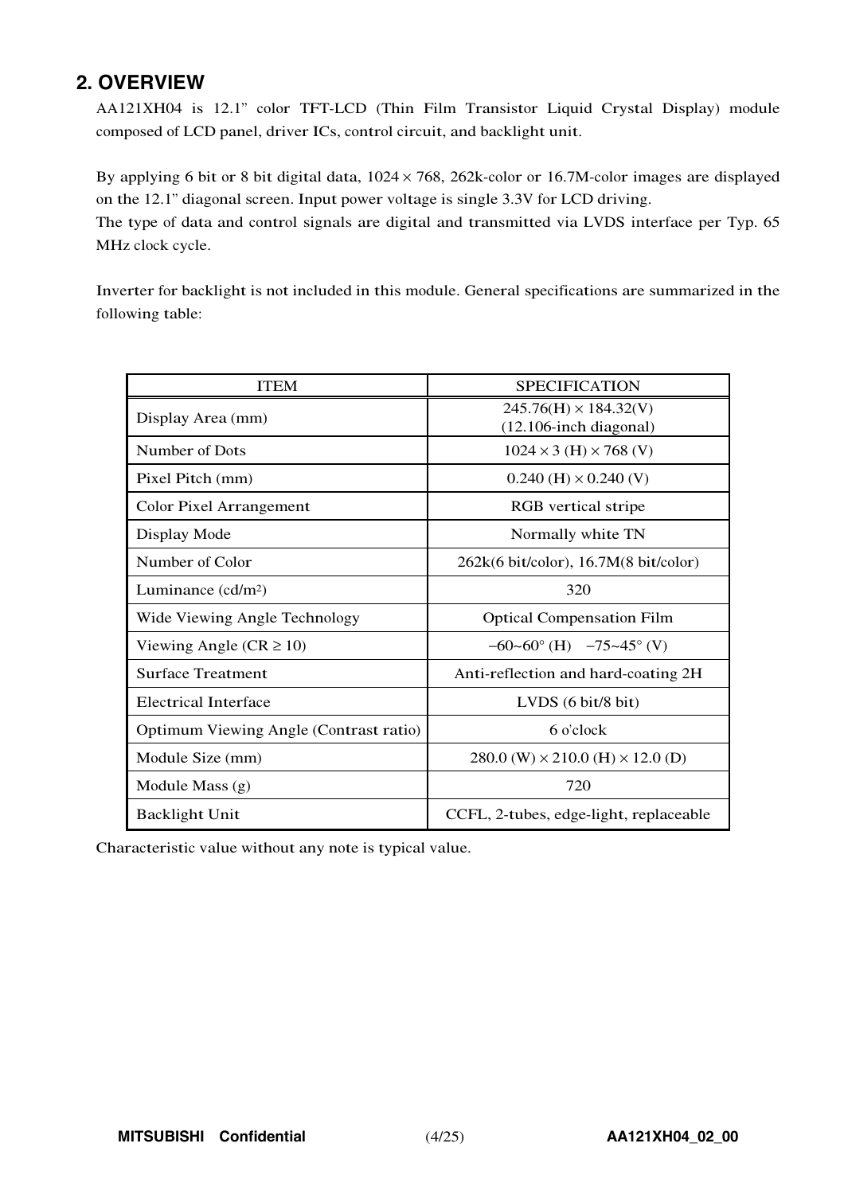## 2. OVERVIEW

AA121XH04 is 12.1" color TFT-LCD (Thin Film Transistor Liquid Crystal Display) module composed of LCD panel, driver ICs, control circuit, and backlight unit.

By applying 6 bit or 8 bit digital data, 1024 × 768, 262k-color or 16.7M-color images are displayed on the 12.1" diagonal screen. Input power voltage is single 3.3V for LCD driving.
The type of data and control signals are digital and transmitted via LVDS interface per Typ. 65 MHz clock cycle.

Inverter for backlight is not included in this module. General specifications are summarized in the following table:

| ITEM | SPECIFICATION |
|---|---|
| Display Area (mm) | 245.76(H) × 184.32(V)<br>(12.106-inch diagonal) |
| Number of Dots | 1024 × 3 (H) × 768 (V) |
| Pixel Pitch (mm) | 0.240 (H) × 0.240 (V) |
| Color Pixel Arrangement | RGB vertical stripe |
| Display Mode | Normally white TN |
| Number of Color | 262k(6 bit/color), 16.7M(8 bit/color) |
| Luminance (cd/m$^2$) | 320 |
| Wide Viewing Angle Technology | Optical Compensation Film |
| Viewing Angle (CR ≥ 10) | −60~60° (H)   −75~45° (V) |
| Surface Treatment | Anti-reflection and hard-coating 2H |
| Electrical Interface | LVDS (6 bit/8 bit) |
| Optimum Viewing Angle (Contrast ratio) | 6 o'clock |
| Module Size (mm) | 280.0 (W) × 210.0 (H) × 12.0 (D) |
| Module Mass (g) | 720 |
| Backlight Unit | CCFL, 2-tubes, edge-light, replaceable |

Characteristic value without any note is typical value.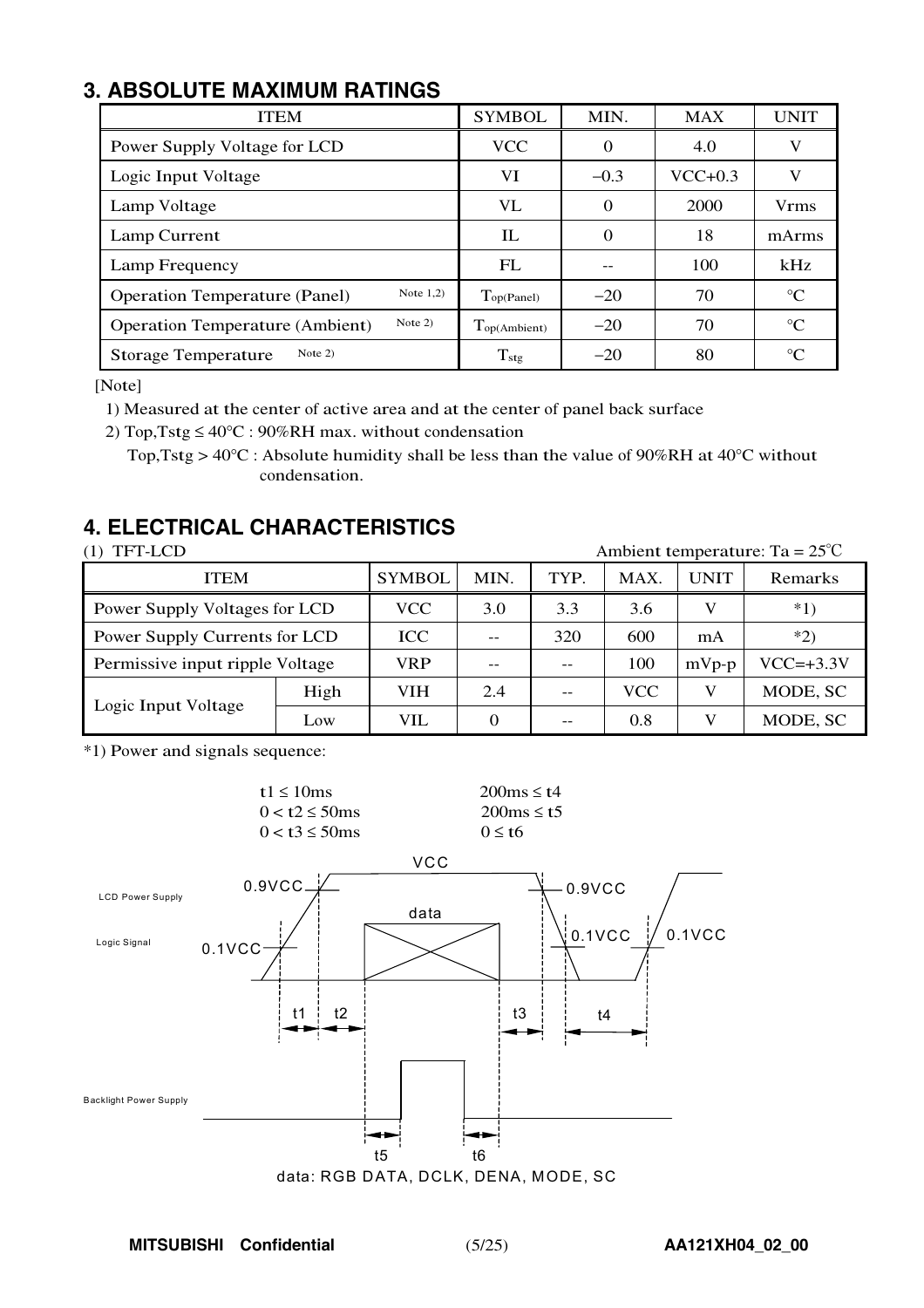## 3. ABSOLUTE MAXIMUM RATINGS

| ITEM | SYMBOL | MIN. | MAX | UNIT |
|---|---|---|---|---|
| Power Supply Voltage for LCD | VCC | 0 | 4.0 | V |
| Logic Input Voltage | VI | –0.3 | VCC+0.3 | V |
| Lamp Voltage | VL | 0 | 2000 | Vrms |
| Lamp Current | IL | 0 | 18 | mArms |
| Lamp Frequency | FL | -- | 100 | kHz |
| Operation Temperature (Panel) Note 1,2) | $T_{op(Panel)}$ | –20 | 70 | °C |
| Operation Temperature (Ambient) Note 2) | $T_{op(Ambient)}$ | –20 | 70 | °C |
| Storage Temperature Note 2) | $T_{stg}$ | –20 | 80 | °C |

[Note]

1) Measured at the center of active area and at the center of panel back surface

2) Top,Tstg ≤ 40°C : 90%RH max. without condensation

Top,Tstg > 40°C : Absolute humidity shall be less than the value of 90%RH at 40°C without condensation.

## 4. ELECTRICAL CHARACTERISTICS

(1) TFT-LCD    Ambient temperature: Ta = 25°C

| ITEM | | SYMBOL | MIN. | TYP. | MAX. | UNIT | Remarks |
|---|---|---|---|---|---|---|---|
| Power Supply Voltages for LCD | | VCC | 3.0 | 3.3 | 3.6 | V | *1) |
| Power Supply Currents for LCD | | ICC | -- | 320 | 600 | mA | *2) |
| Permissive input ripple Voltage | | VRP | -- | -- | 100 | mVp-p | VCC=+3.3V |
| Logic Input Voltage | High | VIH | 2.4 | -- | VCC | V | MODE, SC |
| | Low | VIL | 0 | -- | 0.8 | V | MODE, SC |

*1) Power and signals sequence:

t1 ≤ 10ms    200ms ≤ t4

0 < t2 ≤ 50ms    200ms ≤ t5

0 < t3 ≤ 50ms    0 ≤ t6

LCD Power Supply: VCC, 0.9VCC, 0.1VCC

Logic Signal: data

Backlight Power Supply

t1, t2, t3, t4, t5, t6

data: RGB DATA, DCLK, DENA, MODE, SC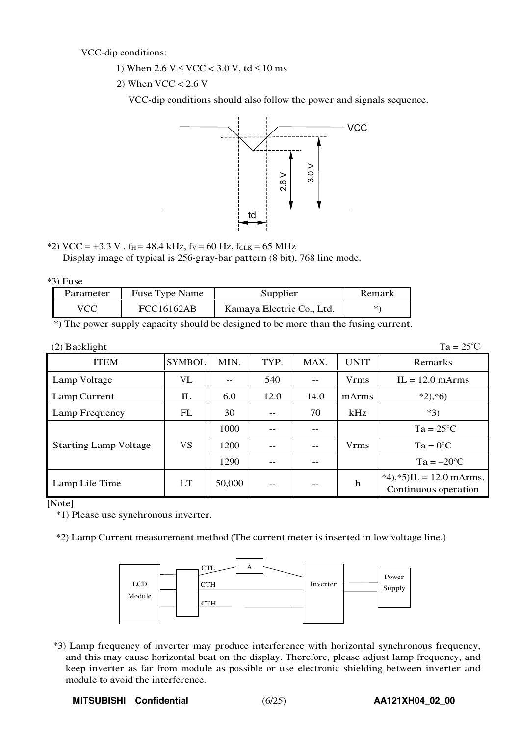VCC-dip conditions:

1) When 2.6 V ≤ VCC < 3.0 V, td ≤ 10 ms

2) When VCC < 2.6 V

VCC-dip conditions should also follow the power and signals sequence.

*2) VCC = +3.3 V , $f_H$ = 48.4 kHz, $f_V$ = 60 Hz, $f_{CLK}$ = 65 MHz
Display image of typical is 256-gray-bar pattern (8 bit), 768 line mode.

*3) Fuse

| Parameter | Fuse Type Name | Supplier | Remark |
|---|---|---|---|
| VCC | FCC16162AB | Kamaya Electric Co., Ltd. | *) |

*) The power supply capacity should be designed to be more than the fusing current.

(2) Backlight    Ta = 25℃

| ITEM | SYMBOL | MIN. | TYP. | MAX. | UNIT | Remarks |
|---|---|---|---|---|---|---|
| Lamp Voltage | VL | -- | 540 | -- | Vrms | IL = 12.0 mArms |
| Lamp Current | IL | 6.0 | 12.0 | 14.0 | mArms | *2),*6) |
| Lamp Frequency | FL | 30 | -- | 70 | kHz | *3) |
| Starting Lamp Voltage | VS | 1000 | -- | -- | Vrms | Ta = 25°C |
| | | 1200 | -- | -- | | Ta = 0°C |
| | | 1290 | -- | -- | | Ta = −20°C |
| Lamp Life Time | LT | 50,000 | -- | -- | h | *4),*5)IL = 12.0 mArms, Continuous operation |

[Note]

*1) Please use synchronous inverter.

*2) Lamp Current measurement method (The current meter is inserted in low voltage line.)

*3) Lamp frequency of inverter may produce interference with horizontal synchronous frequency, and this may cause horizontal beat on the display. Therefore, please adjust lamp frequency, and keep inverter as far from module as possible or use electronic shielding between inverter and module to avoid the interference.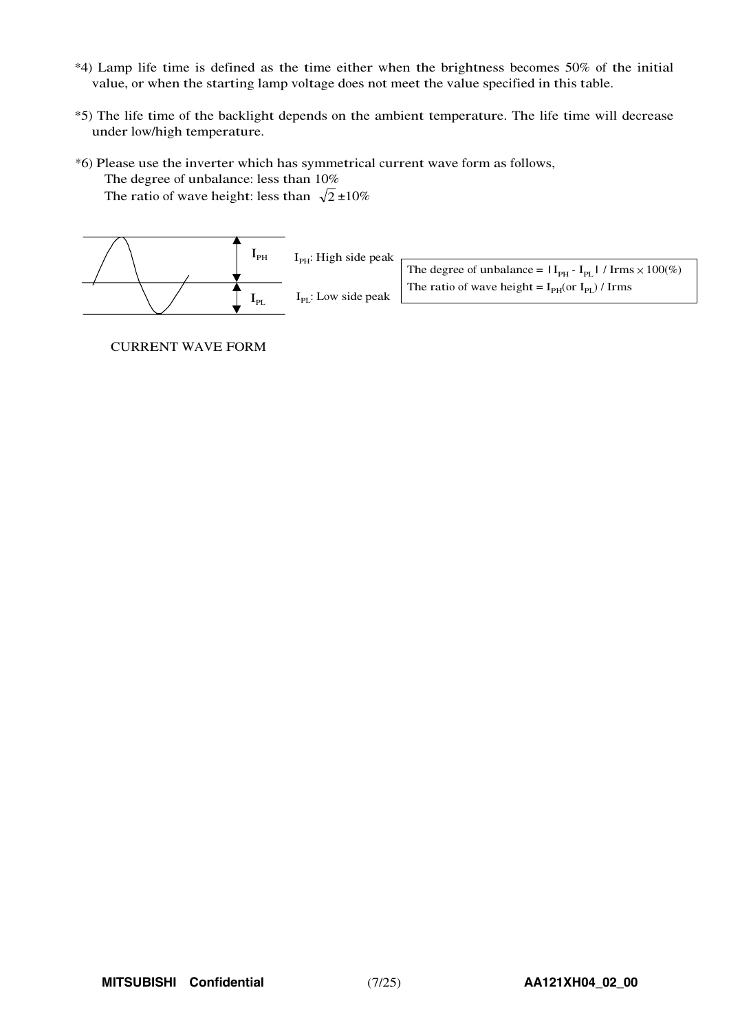*4) Lamp life time is defined as the time either when the brightness becomes 50% of the initial value, or when the starting lamp voltage does not meet the value specified in this table.

*5) The life time of the backlight depends on the ambient temperature. The life time will decrease under low/high temperature.

*6) Please use the inverter which has symmetrical current wave form as follows,

The degree of unbalance: less than 10%

The ratio of wave height: less than $\sqrt{2} \pm 10\%$

$I_{PH}$: High side peak

$I_{PL}$: Low side peak

The degree of unbalance = $| I_{PH} - I_{PL} |$ / Irms $\times$ 100(%)

The ratio of wave height = $I_{PH}$(or $I_{PL}$) / Irms

CURRENT WAVE FORM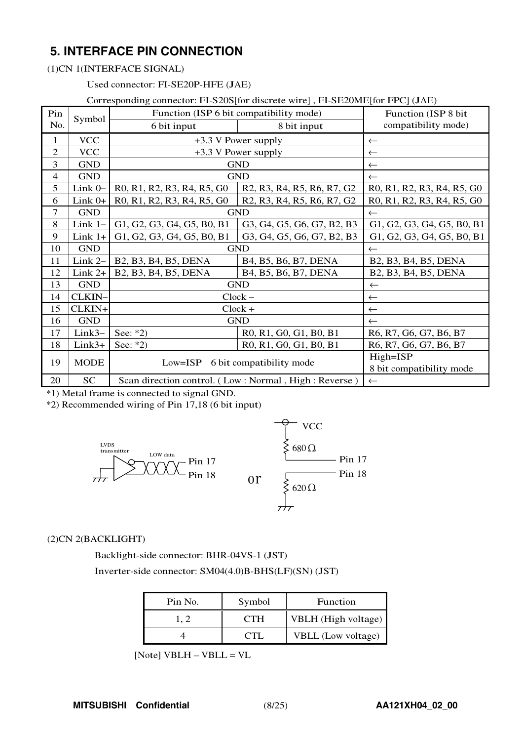## 5. INTERFACE PIN CONNECTION

(1)CN 1(INTERFACE SIGNAL)

Used connector: FI-SE20P-HFE (JAE)

Corresponding connector: FI-S20S[for discrete wire] , FI-SE20ME[for FPC] (JAE)

| Pin No. | Symbol | Function (ISP 6 bit compatibility mode) | | Function (ISP 8 bit compatibility mode) |
|---|---|---|---|---|
| | | 6 bit input | 8 bit input | |
| 1 | VCC | +3.3 V Power supply | | ← |
| 2 | VCC | +3.3 V Power supply | | ← |
| 3 | GND | GND | | ← |
| 4 | GND | GND | | ← |
| 5 | Link 0– | R0, R1, R2, R3, R4, R5, G0 | R2, R3, R4, R5, R6, R7, G2 | R0, R1, R2, R3, R4, R5, G0 |
| 6 | Link 0+ | R0, R1, R2, R3, R4, R5, G0 | R2, R3, R4, R5, R6, R7, G2 | R0, R1, R2, R3, R4, R5, G0 |
| 7 | GND | GND | | ← |
| 8 | Link 1– | G1, G2, G3, G4, G5, B0, B1 | G3, G4, G5, G6, G7, B2, B3 | G1, G2, G3, G4, G5, B0, B1 |
| 9 | Link 1+ | G1, G2, G3, G4, G5, B0, B1 | G3, G4, G5, G6, G7, B2, B3 | G1, G2, G3, G4, G5, B0, B1 |
| 10 | GND | GND | | ← |
| 11 | Link 2– | B2, B3, B4, B5, DENA | B4, B5, B6, B7, DENA | B2, B3, B4, B5, DENA |
| 12 | Link 2+ | B2, B3, B4, B5, DENA | B4, B5, B6, B7, DENA | B2, B3, B4, B5, DENA |
| 13 | GND | GND | | ← |
| 14 | CLKIN– | Clock – | | ← |
| 15 | CLKIN+ | Clock + | | ← |
| 16 | GND | GND | | ← |
| 17 | Link3– | See: *2) | R0, R1, G0, G1, B0, B1 | R6, R7, G6, G7, B6, B7 |
| 18 | Link3+ | See: *2) | R0, R1, G0, G1, B0, B1 | R6, R7, G6, G7, B6, B7 |
| 19 | MODE | Low=ISP 6 bit compatibility mode | | High=ISP 8 bit compatibility mode |
| 20 | SC | Scan direction control. ( Low : Normal , High : Reverse ) | | ← |

*1) Metal frame is connected to signal GND.

*2) Recommended wiring of Pin 17,18 (6 bit input)

LVDS transmitter — LOW data — Pin 17 / Pin 18 &nbsp;&nbsp; or &nbsp;&nbsp; VCC — 680 Ω — Pin 17; Pin 18 — 620 Ω — GND

(2)CN 2(BACKLIGHT)

Backlight-side connector: BHR-04VS-1 (JST)

Inverter-side connector: SM04(4.0)B-BHS(LF)(SN) (JST)

| Pin No. | Symbol | Function |
|---|---|---|
| 1, 2 | CTH | VBLH (High voltage) |
| 4 | CTL | VBLL (Low voltage) |

[Note] VBLH – VBLL = VL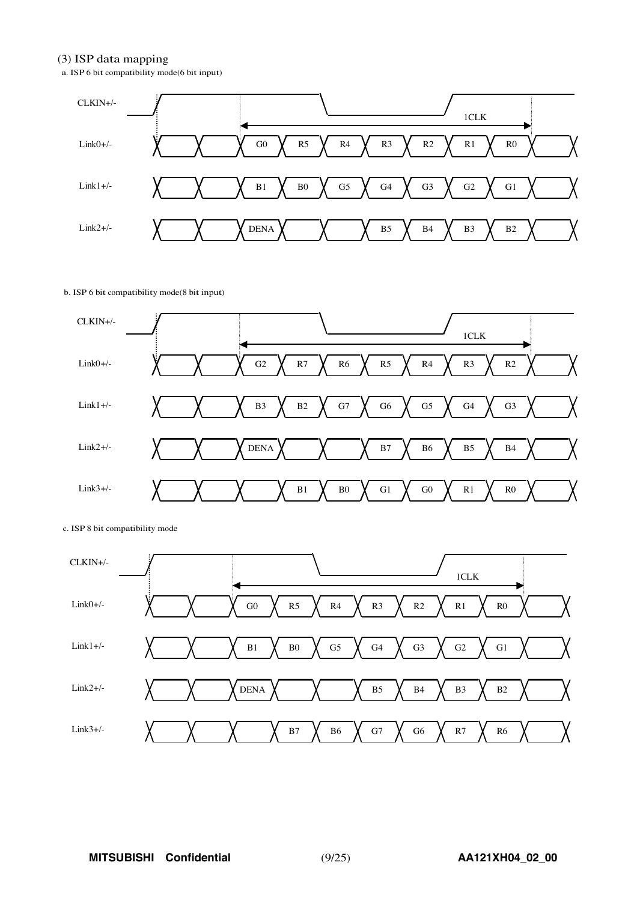### (3) ISP data mapping

a. ISP 6 bit compatibility mode(6 bit input)

| Signal | | | | | | | | |
|---|---|---|---|---|---|---|---|---|
| CLKIN+/- | | 1CLK | | | | | | |
| Link0+/- | | | G0 | R5 | R4 | R3 | R2 | R1 | R0 |
| Link1+/- | | | B1 | B0 | G5 | G4 | G3 | G2 | G1 |
| Link2+/- | | | DENA | | | B5 | B4 | B3 | B2 |

b. ISP 6 bit compatibility mode(8 bit input)

| Signal | | | | | | | | |
|---|---|---|---|---|---|---|---|---|
| CLKIN+/- | | 1CLK | | | | | | |
| Link0+/- | | | G2 | R7 | R6 | R5 | R4 | R3 | R2 |
| Link1+/- | | | B3 | B2 | G7 | G6 | G5 | G4 | G3 |
| Link2+/- | | | DENA | | | B7 | B6 | B5 | B4 |
| Link3+/- | | | | B1 | B0 | G1 | G0 | R1 | R0 |

c. ISP 8 bit compatibility mode

| Signal | | | | | | | | |
|---|---|---|---|---|---|---|---|---|
| CLKIN+/- | | 1CLK | | | | | | |
| Link0+/- | | | G0 | R5 | R4 | R3 | R2 | R1 | R0 |
| Link1+/- | | | B1 | B0 | G5 | G4 | G3 | G2 | G1 |
| Link2+/- | | | DENA | | | B5 | B4 | B3 | B2 |
| Link3+/- | | | | B7 | B6 | G7 | G6 | R7 | R6 |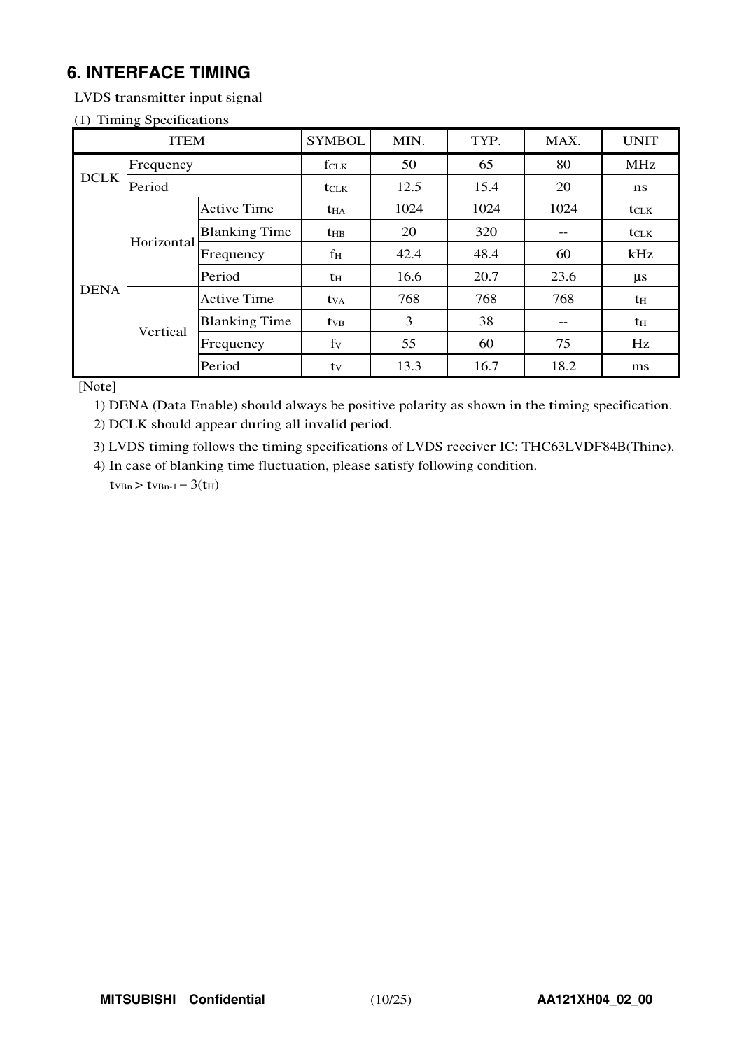# 6. INTERFACE TIMING

LVDS transmitter input signal

(1) Timing Specifications

| ITEM | | | SYMBOL | MIN. | TYP. | MAX. | UNIT |
|---|---|---|---|---|---|---|---|
| DCLK | Frequency | | $f_{CLK}$ | 50 | 65 | 80 | MHz |
| | Period | | $t_{CLK}$ | 12.5 | 15.4 | 20 | ns |
| DENA | Horizontal | Active Time | $t_{HA}$ | 1024 | 1024 | 1024 | $t_{CLK}$ |
| | | Blanking Time | $t_{HB}$ | 20 | 320 | -- | $t_{CLK}$ |
| | | Frequency | $f_H$ | 42.4 | 48.4 | 60 | kHz |
| | | Period | $t_H$ | 16.6 | 20.7 | 23.6 | μs |
| | Vertical | Active Time | $t_{VA}$ | 768 | 768 | 768 | $t_H$ |
| | | Blanking Time | $t_{VB}$ | 3 | 38 | -- | $t_H$ |
| | | Frequency | $f_V$ | 55 | 60 | 75 | Hz |
| | | Period | $t_V$ | 13.3 | 16.7 | 18.2 | ms |

[Note]

1) DENA (Data Enable) should always be positive polarity as shown in the timing specification.

2) DCLK should appear during all invalid period.

3) LVDS timing follows the timing specifications of LVDS receiver IC: THC63LVDF84B(Thine).

4) In case of blanking time fluctuation, please satisfy following condition.

$t_{VBn} > t_{VBn-1} - 3(t_H)$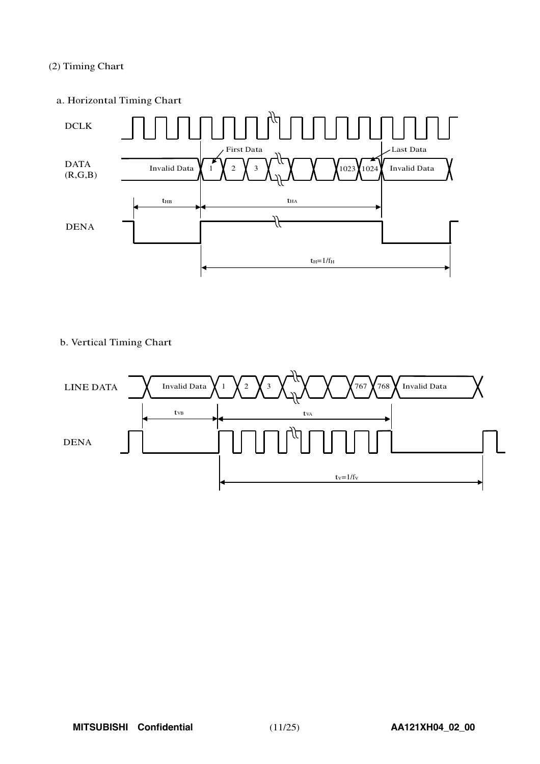(2) Timing Chart

a. Horizontal Timing Chart

DCLK

DATA (R,G,B)

Invalid Data | 1 | 2 | 3 | ... | 1023 | 1024 | Invalid Data

First Data

Last Data

$t_{HB}$

$t_{HA}$

DENA

$t_H = 1/f_H$

b. Vertical Timing Chart

LINE DATA

Invalid Data | 1 | 2 | 3 | ... | 767 | 768 | Invalid Data

$t_{VB}$

$t_{VA}$

DENA

$t_V = 1/f_V$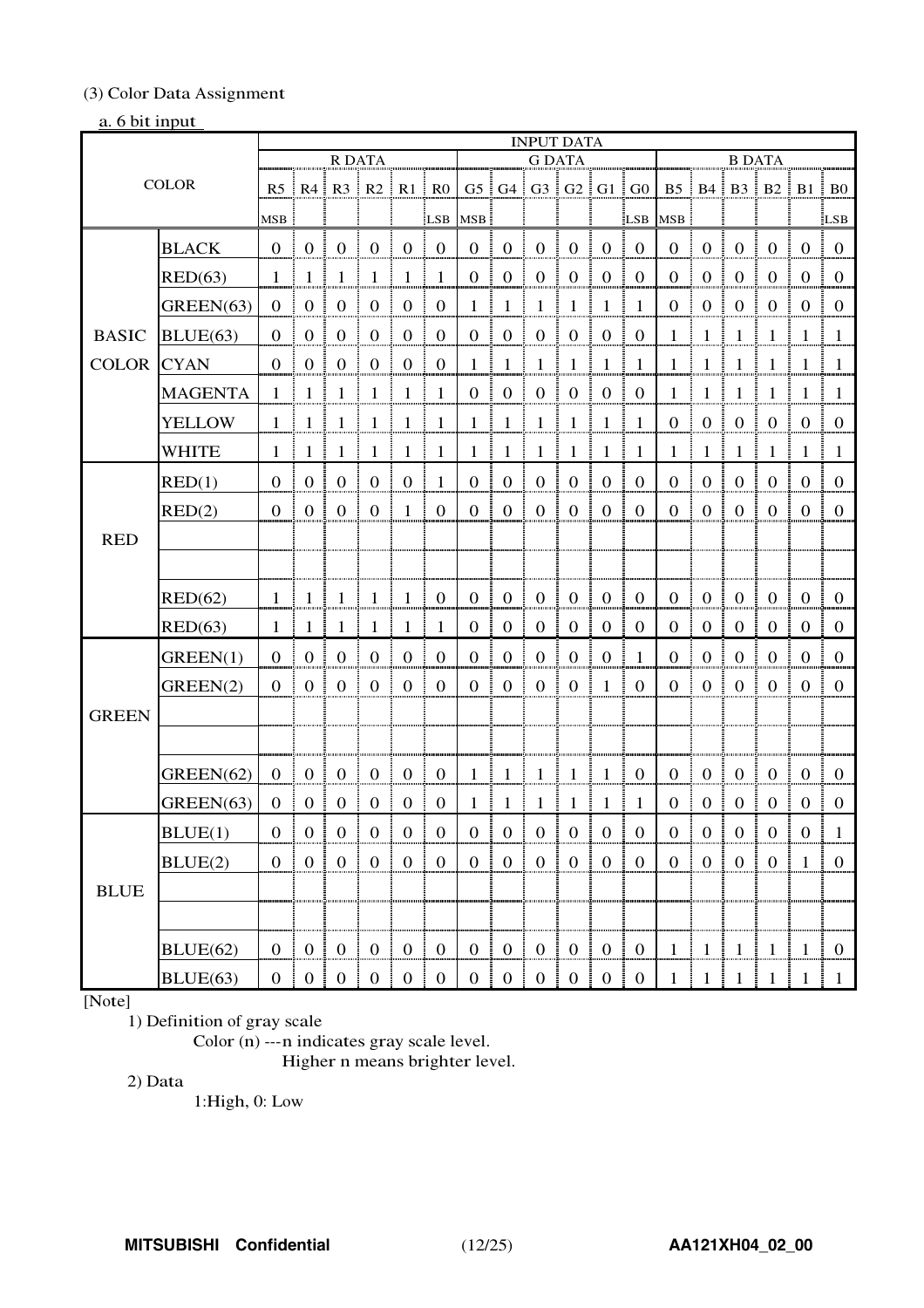(3) Color Data Assignment

a. 6 bit input

| COLOR | | INPUT DATA | | | | | | | | | | | | | | | | | |
|---|---|---|---|---|---|---|---|---|---|---|---|---|---|---|---|---|---|---|---|
| | | R DATA | | | | | | G DATA | | | | | | B DATA | | | | | |
| | | R5 | R4 | R3 | R2 | R1 | R0 | G5 | G4 | G3 | G2 | G1 | G0 | B5 | B4 | B3 | B2 | B1 | B0 |
| | | MSB | | | | | LSB | MSB | | | | | LSB | MSB | | | | | LSB |
| BASIC COLOR | BLACK | 0 | 0 | 0 | 0 | 0 | 0 | 0 | 0 | 0 | 0 | 0 | 0 | 0 | 0 | 0 | 0 | 0 | 0 |
| | RED(63) | 1 | 1 | 1 | 1 | 1 | 1 | 0 | 0 | 0 | 0 | 0 | 0 | 0 | 0 | 0 | 0 | 0 | 0 |
| | GREEN(63) | 0 | 0 | 0 | 0 | 0 | 0 | 1 | 1 | 1 | 1 | 1 | 1 | 0 | 0 | 0 | 0 | 0 | 0 |
| | BLUE(63) | 0 | 0 | 0 | 0 | 0 | 0 | 0 | 0 | 0 | 0 | 0 | 0 | 1 | 1 | 1 | 1 | 1 | 1 |
| | CYAN | 0 | 0 | 0 | 0 | 0 | 0 | 1 | 1 | 1 | 1 | 1 | 1 | 1 | 1 | 1 | 1 | 1 | 1 |
| | MAGENTA | 1 | 1 | 1 | 1 | 1 | 1 | 0 | 0 | 0 | 0 | 0 | 0 | 1 | 1 | 1 | 1 | 1 | 1 |
| | YELLOW | 1 | 1 | 1 | 1 | 1 | 1 | 1 | 1 | 1 | 1 | 1 | 1 | 0 | 0 | 0 | 0 | 0 | 0 |
| | WHITE | 1 | 1 | 1 | 1 | 1 | 1 | 1 | 1 | 1 | 1 | 1 | 1 | 1 | 1 | 1 | 1 | 1 | 1 |
| RED | RED(1) | 0 | 0 | 0 | 0 | 0 | 1 | 0 | 0 | 0 | 0 | 0 | 0 | 0 | 0 | 0 | 0 | 0 | 0 |
| | RED(2) | 0 | 0 | 0 | 0 | 1 | 0 | 0 | 0 | 0 | 0 | 0 | 0 | 0 | 0 | 0 | 0 | 0 | 0 |
| | | | | | | | | | | | | | | | | | | | |
| | | | | | | | | | | | | | | | | | | | |
| | RED(62) | 1 | 1 | 1 | 1 | 1 | 0 | 0 | 0 | 0 | 0 | 0 | 0 | 0 | 0 | 0 | 0 | 0 | 0 |
| | RED(63) | 1 | 1 | 1 | 1 | 1 | 1 | 0 | 0 | 0 | 0 | 0 | 0 | 0 | 0 | 0 | 0 | 0 | 0 |
| GREEN | GREEN(1) | 0 | 0 | 0 | 0 | 0 | 0 | 0 | 0 | 0 | 0 | 0 | 1 | 0 | 0 | 0 | 0 | 0 | 0 |
| | GREEN(2) | 0 | 0 | 0 | 0 | 0 | 0 | 0 | 0 | 0 | 0 | 1 | 0 | 0 | 0 | 0 | 0 | 0 | 0 |
| | | | | | | | | | | | | | | | | | | | |
| | | | | | | | | | | | | | | | | | | | |
| | GREEN(62) | 0 | 0 | 0 | 0 | 0 | 0 | 1 | 1 | 1 | 1 | 1 | 0 | 0 | 0 | 0 | 0 | 0 | 0 |
| | GREEN(63) | 0 | 0 | 0 | 0 | 0 | 0 | 1 | 1 | 1 | 1 | 1 | 1 | 0 | 0 | 0 | 0 | 0 | 0 |
| BLUE | BLUE(1) | 0 | 0 | 0 | 0 | 0 | 0 | 0 | 0 | 0 | 0 | 0 | 0 | 0 | 0 | 0 | 0 | 0 | 1 |
| | BLUE(2) | 0 | 0 | 0 | 0 | 0 | 0 | 0 | 0 | 0 | 0 | 0 | 0 | 0 | 0 | 0 | 0 | 1 | 0 |
| | | | | | | | | | | | | | | | | | | | |
| | | | | | | | | | | | | | | | | | | | |
| | BLUE(62) | 0 | 0 | 0 | 0 | 0 | 0 | 0 | 0 | 0 | 0 | 0 | 0 | 1 | 1 | 1 | 1 | 1 | 0 |
| | BLUE(63) | 0 | 0 | 0 | 0 | 0 | 0 | 0 | 0 | 0 | 0 | 0 | 0 | 1 | 1 | 1 | 1 | 1 | 1 |

[Note]

1) Definition of gray scale

Color (n) ---n indicates gray scale level.
Higher n means brighter level.

2) Data

1:High, 0: Low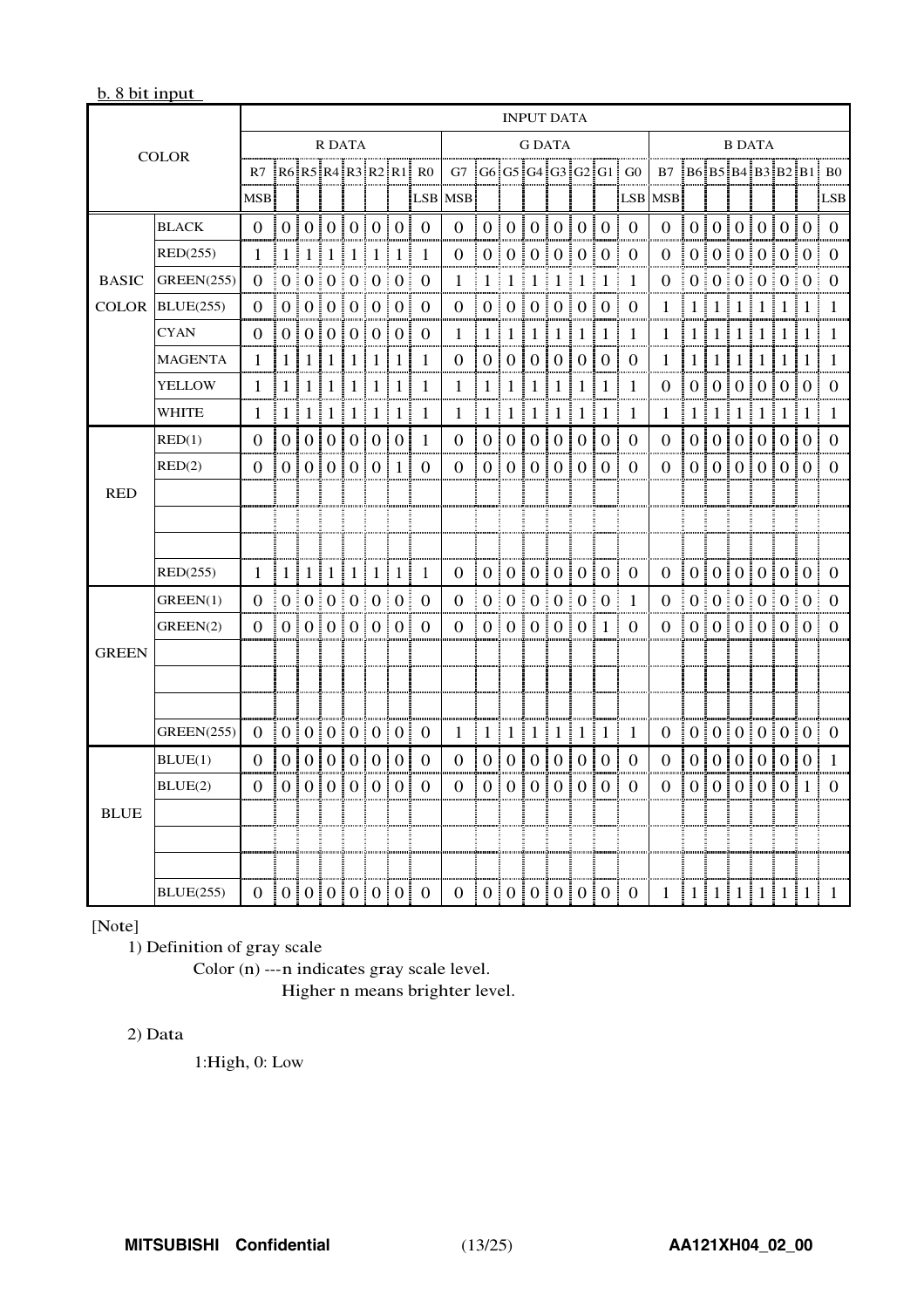b. 8 bit input

| COLOR | | INPUT DATA | | | | | | | | | | | | | | | | | | | | | | | |
|---|---|---|---|---|---|---|---|---|---|---|---|---|---|---|---|---|---|---|---|---|---|---|---|---|---|
| | | R DATA | | | | | | | | G DATA | | | | | | | | B DATA | | | | | | | |
| | | R7 MSB | R6 | R5 | R4 | R3 | R2 | R1 | R0 LSB | G7 MSB | G6 | G5 | G4 | G3 | G2 | G1 | G0 LSB | B7 MSB | B6 | B5 | B4 | B3 | B2 | B1 | B0 LSB |
| BASIC COLOR | BLACK | 0 | 0 | 0 | 0 | 0 | 0 | 0 | 0 | 0 | 0 | 0 | 0 | 0 | 0 | 0 | 0 | 0 | 0 | 0 | 0 | 0 | 0 | 0 | 0 |
| | RED(255) | 1 | 1 | 1 | 1 | 1 | 1 | 1 | 1 | 0 | 0 | 0 | 0 | 0 | 0 | 0 | 0 | 0 | 0 | 0 | 0 | 0 | 0 | 0 | 0 |
| | GREEN(255) | 0 | 0 | 0 | 0 | 0 | 0 | 0 | 0 | 1 | 1 | 1 | 1 | 1 | 1 | 1 | 1 | 0 | 0 | 0 | 0 | 0 | 0 | 0 | 0 |
| | BLUE(255) | 0 | 0 | 0 | 0 | 0 | 0 | 0 | 0 | 0 | 0 | 0 | 0 | 0 | 0 | 0 | 0 | 1 | 1 | 1 | 1 | 1 | 1 | 1 | 1 |
| | CYAN | 0 | 0 | 0 | 0 | 0 | 0 | 0 | 0 | 1 | 1 | 1 | 1 | 1 | 1 | 1 | 1 | 1 | 1 | 1 | 1 | 1 | 1 | 1 | 1 |
| | MAGENTA | 1 | 1 | 1 | 1 | 1 | 1 | 1 | 1 | 0 | 0 | 0 | 0 | 0 | 0 | 0 | 0 | 1 | 1 | 1 | 1 | 1 | 1 | 1 | 1 |
| | YELLOW | 1 | 1 | 1 | 1 | 1 | 1 | 1 | 1 | 1 | 1 | 1 | 1 | 1 | 1 | 1 | 1 | 0 | 0 | 0 | 0 | 0 | 0 | 0 | 0 |
| | WHITE | 1 | 1 | 1 | 1 | 1 | 1 | 1 | 1 | 1 | 1 | 1 | 1 | 1 | 1 | 1 | 1 | 1 | 1 | 1 | 1 | 1 | 1 | 1 | 1 |
| RED | RED(1) | 0 | 0 | 0 | 0 | 0 | 0 | 0 | 1 | 0 | 0 | 0 | 0 | 0 | 0 | 0 | 0 | 0 | 0 | 0 | 0 | 0 | 0 | 0 | 0 |
| | RED(2) | 0 | 0 | 0 | 0 | 0 | 0 | 1 | 0 | 0 | 0 | 0 | 0 | 0 | 0 | 0 | 0 | 0 | 0 | 0 | 0 | 0 | 0 | 0 | 0 |
| | | | | | | | | | | | | | | | | | | | | | | | | | |
| | | | | | | | | | | | | | | | | | | | | | | | | | |
| | | | | | | | | | | | | | | | | | | | | | | | | | |
| | RED(255) | 1 | 1 | 1 | 1 | 1 | 1 | 1 | 1 | 0 | 0 | 0 | 0 | 0 | 0 | 0 | 0 | 0 | 0 | 0 | 0 | 0 | 0 | 0 | 0 |
| GREEN | GREEN(1) | 0 | 0 | 0 | 0 | 0 | 0 | 0 | 0 | 0 | 0 | 0 | 0 | 0 | 0 | 0 | 1 | 0 | 0 | 0 | 0 | 0 | 0 | 0 | 0 |
| | GREEN(2) | 0 | 0 | 0 | 0 | 0 | 0 | 0 | 0 | 0 | 0 | 0 | 0 | 0 | 0 | 1 | 0 | 0 | 0 | 0 | 0 | 0 | 0 | 0 | 0 |
| | | | | | | | | | | | | | | | | | | | | | | | | | |
| | | | | | | | | | | | | | | | | | | | | | | | | | |
| | | | | | | | | | | | | | | | | | | | | | | | | | |
| | GREEN(255) | 0 | 0 | 0 | 0 | 0 | 0 | 0 | 0 | 1 | 1 | 1 | 1 | 1 | 1 | 1 | 1 | 0 | 0 | 0 | 0 | 0 | 0 | 0 | 0 |
| BLUE | BLUE(1) | 0 | 0 | 0 | 0 | 0 | 0 | 0 | 0 | 0 | 0 | 0 | 0 | 0 | 0 | 0 | 0 | 0 | 0 | 0 | 0 | 0 | 0 | 0 | 1 |
| | BLUE(2) | 0 | 0 | 0 | 0 | 0 | 0 | 0 | 0 | 0 | 0 | 0 | 0 | 0 | 0 | 0 | 0 | 0 | 0 | 0 | 0 | 0 | 0 | 1 | 0 |
| | | | | | | | | | | | | | | | | | | | | | | | | | |
| | | | | | | | | | | | | | | | | | | | | | | | | | |
| | | | | | | | | | | | | | | | | | | | | | | | | | |
| | BLUE(255) | 0 | 0 | 0 | 0 | 0 | 0 | 0 | 0 | 0 | 0 | 0 | 0 | 0 | 0 | 0 | 0 | 1 | 1 | 1 | 1 | 1 | 1 | 1 | 1 |

[Note]

1) Definition of gray scale

Color (n) ---n indicates gray scale level.
Higher n means brighter level.

2) Data

1:High, 0: Low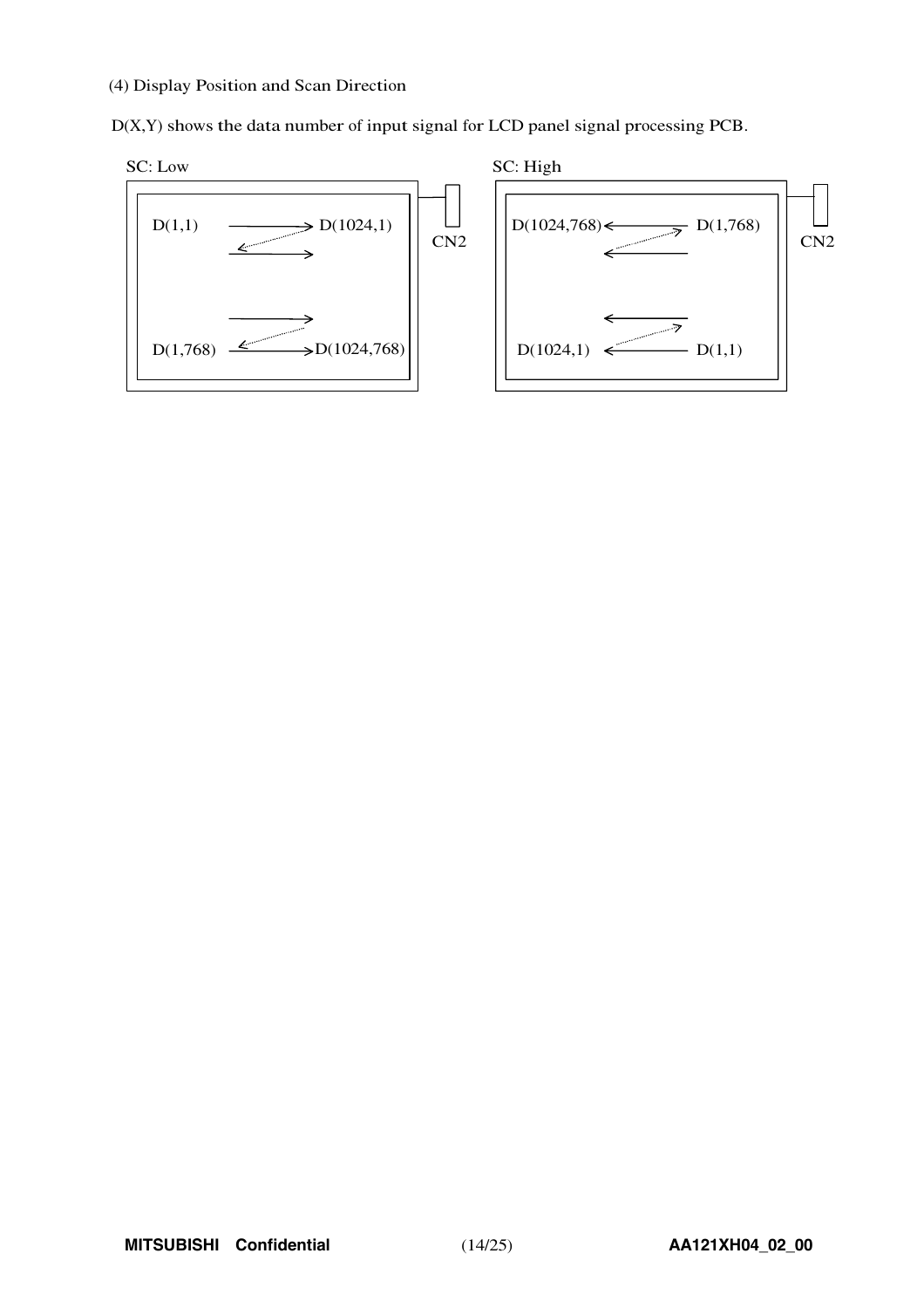(4) Display Position and Scan Direction

D(X,Y) shows the data number of input signal for LCD panel signal processing PCB.

SC: Low

D(1,1) → D(1024,1)

D(1,768) → D(1024,768)

CN2

SC: High

D(1024,768) ← D(1,768)

D(1024,1) ← D(1,1)

CN2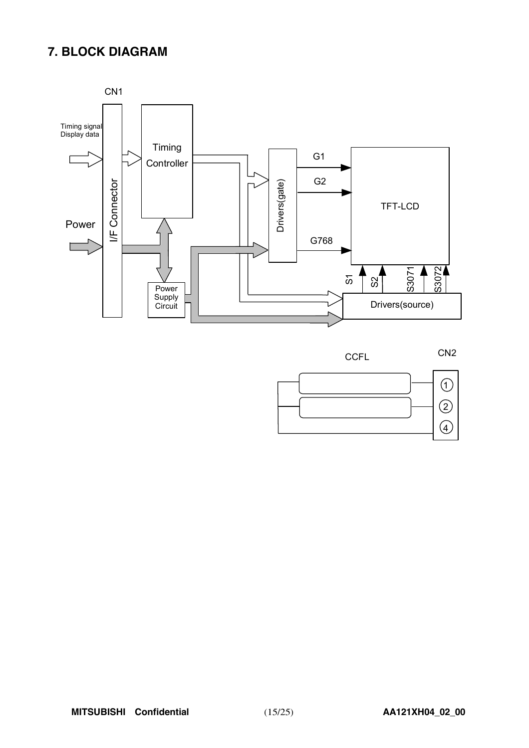## 7. BLOCK DIAGRAM

CN1

Timing signal
Display data

Power

I/F Connector

Timing Controller

Power Supply Circuit

Drivers(gate)

G1

G2

G768

TFT-LCD

S1

S2

S3071

S3072

Drivers(source)

CCFL

CN2

① ② ④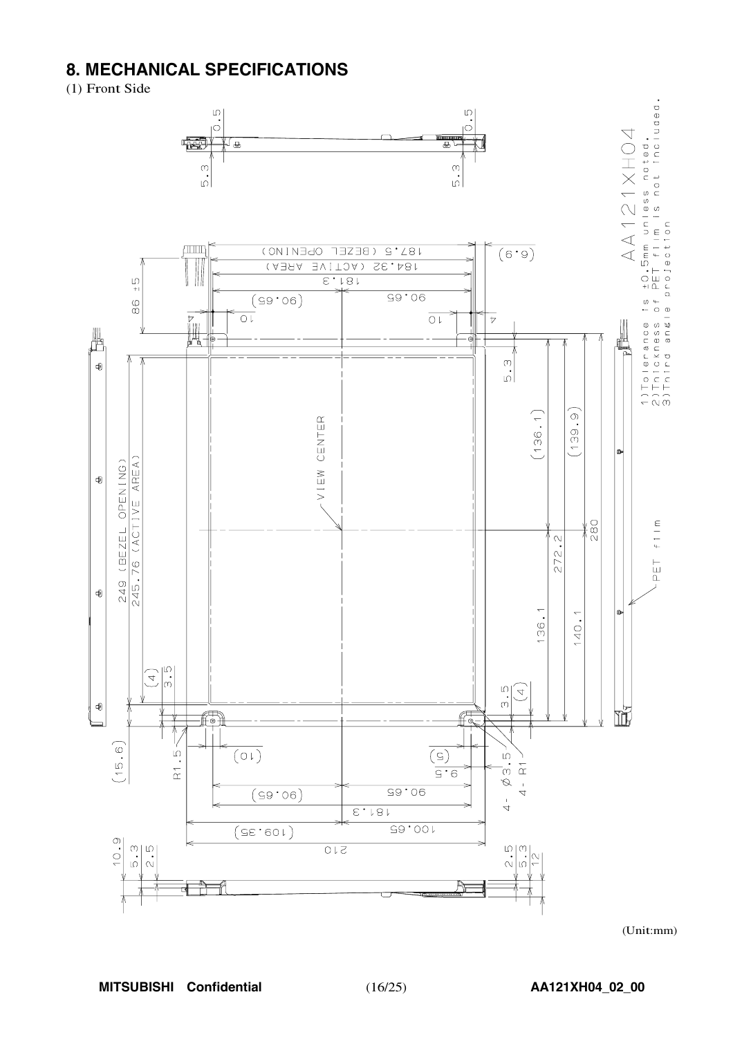## 8. MECHANICAL SPECIFICATIONS

(1) Front Side

AA121XH04

1) Tolerance is ±0.5mm unless noted.
2) Thickness of PET film is not included.
3) Third angle projection

187.5 (BEZEL OPENING)
184.32 (ACTIVE AREA)
181.3
(90.65) 90.65
(6.9)
86 ±5
4 10 10 4
5.3
(136.1) (139.9)
VIEW CENTER
249 (BEZEL OPENING)
245.76 (ACTIVE AREA)
272.2
280
136.1
140.1
PET film
(4) 3.5
3.5 (4)
(15.6)
R1.5
(10)
(5)
9.5
4- Ø3.5
4- R1
(90.65) 90.65
181.3
(109.35) 100.65
210
0.5 0.5
5.3 5.3
10.9 5.3 2.5
2.5 5.3 12

(Unit:mm)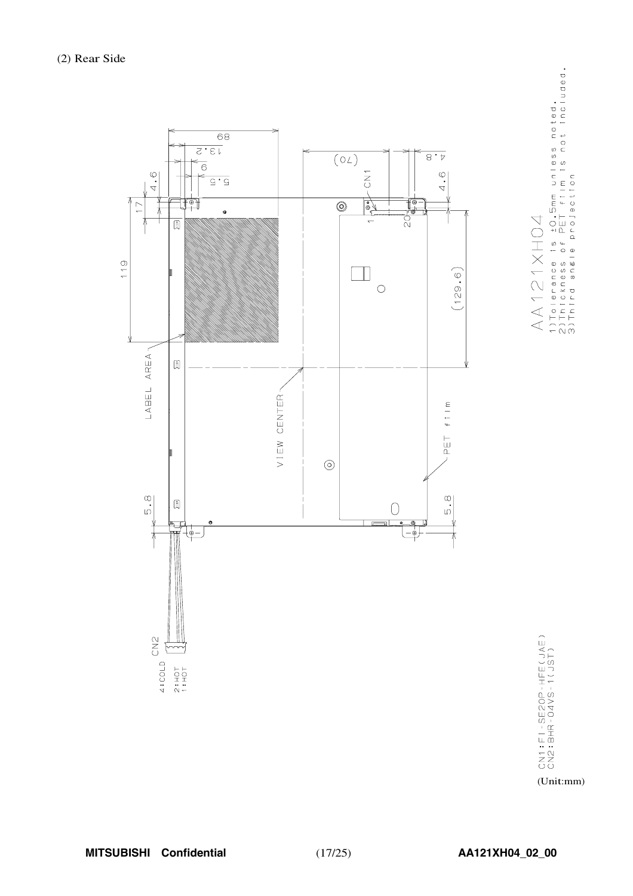(2) Rear Side

AA121XH04

1) Tolerance is ±0.5mm unless noted.
2) Thickness of PET film is not included.
3) Third angle projection

CN1: FI-SE20P-HFE(JAE)
CN2: BHR-04VS-1(JST)

(Unit:mm)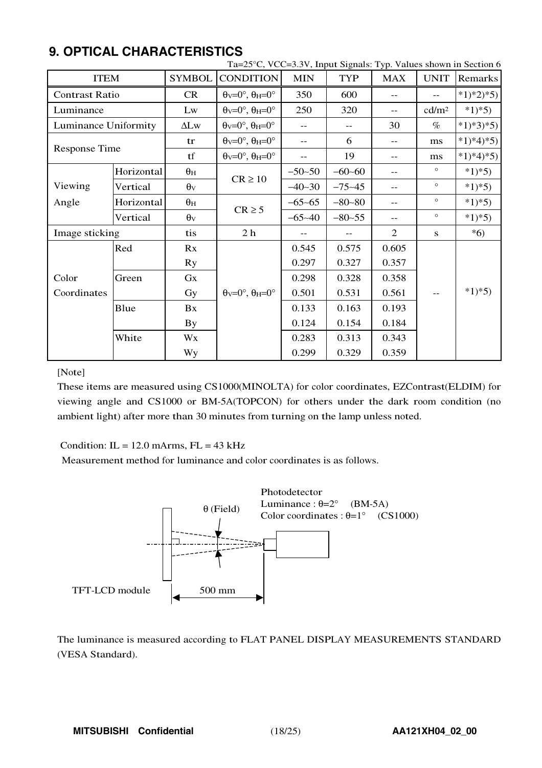# 9. OPTICAL CHARACTERISTICS

Ta=25°C, VCC=3.3V, Input Signals: Typ. Values shown in Section 6

| ITEM | | SYMBOL | CONDITION | MIN | TYP | MAX | UNIT | Remarks |
|---|---|---|---|---|---|---|---|---|
| Contrast Ratio | | CR | $\theta_V$=0°, $\theta_H$=0° | 350 | 600 | -- | -- | *1)*2)*5) |
| Luminance | | Lw | $\theta_V$=0°, $\theta_H$=0° | 250 | 320 | -- | cd/m² | *1)*5) |
| Luminance Uniformity | | ΔLw | $\theta_V$=0°, $\theta_H$=0° | -- | -- | 30 | % | *1)*3)*5) |
| Response Time | | tr | $\theta_V$=0°, $\theta_H$=0° | -- | 6 | -- | ms | *1)*4)*5) |
| | | tf | $\theta_V$=0°, $\theta_H$=0° | -- | 19 | -- | ms | *1)*4)*5) |
| Viewing Angle | Horizontal | $\theta_H$ | CR ≥ 10 | −50~50 | −60~60 | -- | ° | *1)*5) |
| | Vertical | $\theta_V$ | | −40~30 | −75~45 | -- | ° | *1)*5) |
| | Horizontal | $\theta_H$ | CR ≥ 5 | −65~65 | −80~80 | -- | ° | *1)*5) |
| | Vertical | $\theta_V$ | | −65~40 | −80~55 | -- | ° | *1)*5) |
| Image sticking | | tis | 2 h | -- | -- | 2 | s | *6) |
| Color Coordinates | Red | Rx | $\theta_V$=0°, $\theta_H$=0° | 0.545 | 0.575 | 0.605 | -- | *1)*5) |
| | | Ry | | 0.297 | 0.327 | 0.357 | | |
| | Green | Gx | | 0.298 | 0.328 | 0.358 | | |
| | | Gy | | 0.501 | 0.531 | 0.561 | | |
| | Blue | Bx | | 0.133 | 0.163 | 0.193 | | |
| | | By | | 0.124 | 0.154 | 0.184 | | |
| | White | Wx | | 0.283 | 0.313 | 0.343 | | |
| | | Wy | | 0.299 | 0.329 | 0.359 | | |

[Note]

These items are measured using CS1000(MINOLTA) for color coordinates, EZContrast(ELDIM) for viewing angle and CS1000 or BM-5A(TOPCON) for others under the dark room condition (no ambient light) after more than 30 minutes from turning on the lamp unless noted.

Condition: IL = 12.0 mArms, FL = 43 kHz

Measurement method for luminance and color coordinates is as follows.

Photodetector
Luminance : θ=2° (BM-5A)
Color coordinates : θ=1° (CS1000)

θ (Field)

TFT-LCD module    500 mm

The luminance is measured according to FLAT PANEL DISPLAY MEASUREMENTS STANDARD (VESA Standard).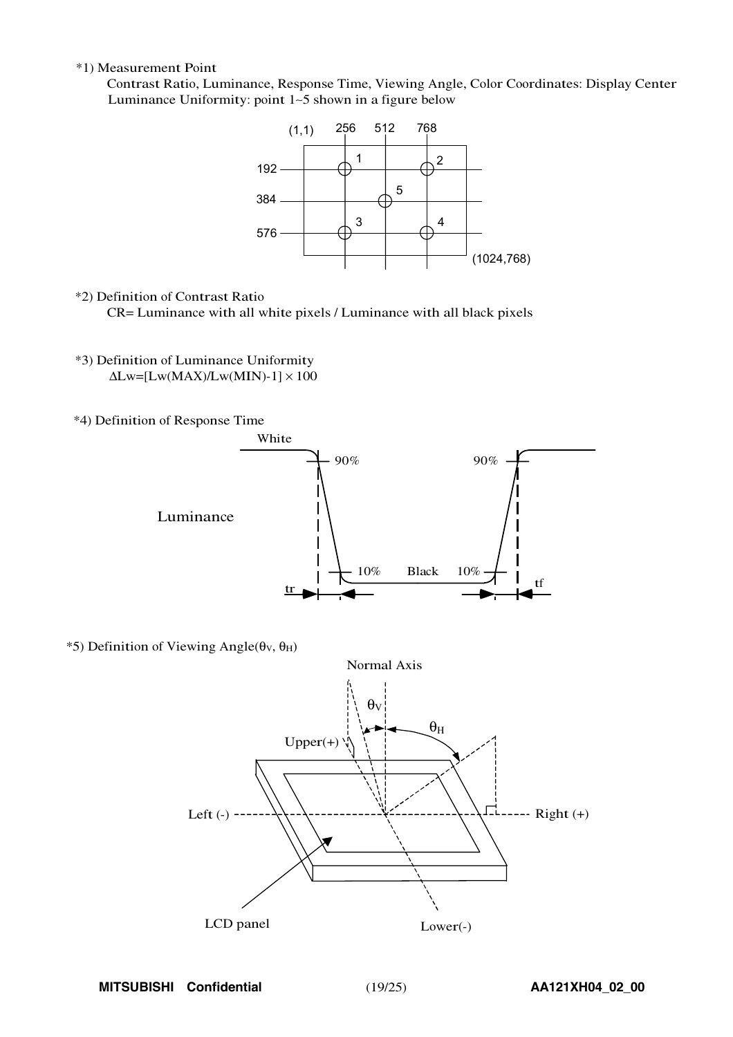*1) Measurement Point

Contrast Ratio, Luminance, Response Time, Viewing Angle, Color Coordinates: Display Center

Luminance Uniformity: point 1~5 shown in a figure below

(1,1) 256 512 768

192 384 576

(1024,768)

*2) Definition of Contrast Ratio

CR= Luminance with all white pixels / Luminance with all black pixels

*3) Definition of Luminance Uniformity

$\Delta Lw=[Lw(MAX)/Lw(MIN)-1] \times 100$

*4) Definition of Response Time

*5) Definition of Viewing Angle($\theta_V$, $\theta_H$)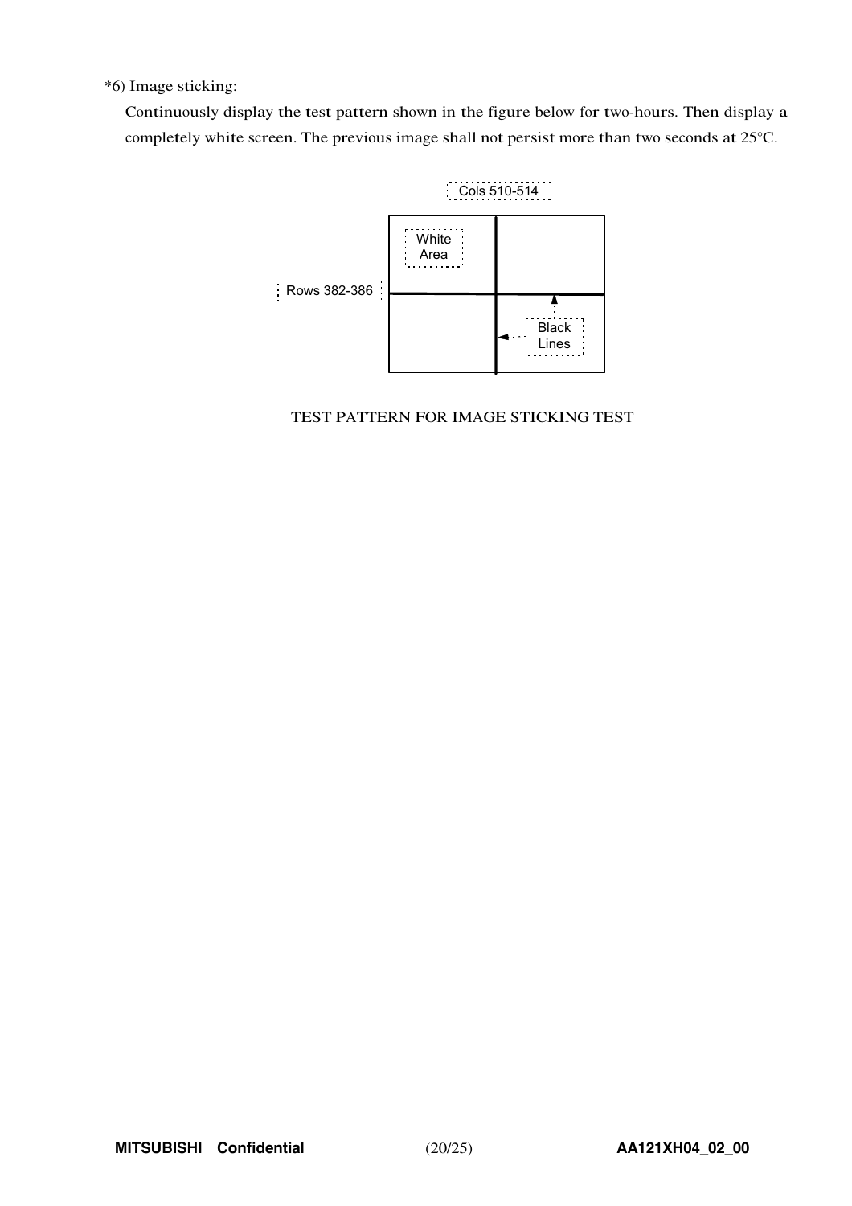*6) Image sticking:

Continuously display the test pattern shown in the figure below for two-hours. Then display a completely white screen. The previous image shall not persist more than two seconds at 25°C.

Cols 510-514

White Area

Rows 382-386

Black Lines

TEST PATTERN FOR IMAGE STICKING TEST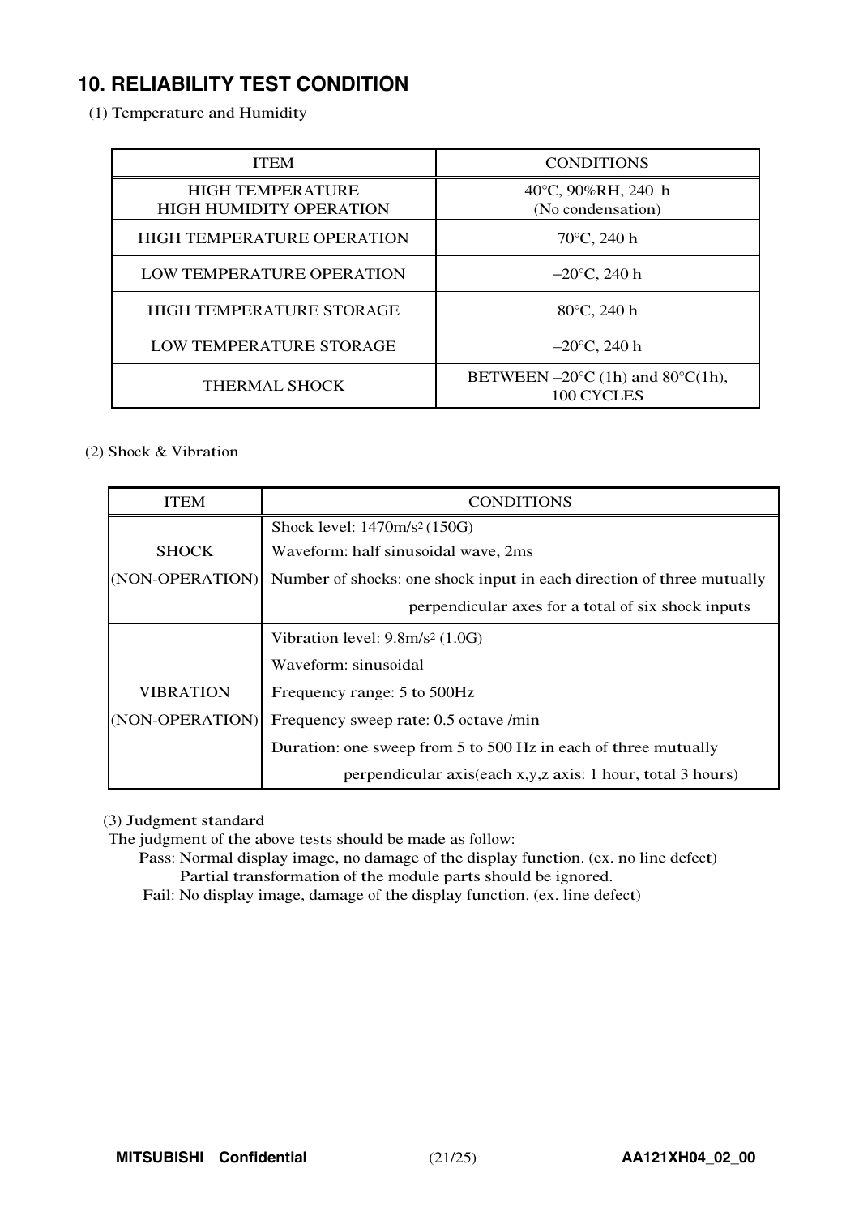## 10. RELIABILITY TEST CONDITION

(1) Temperature and Humidity

| ITEM | CONDITIONS |
|---|---|
| HIGH TEMPERATURE HIGH HUMIDITY OPERATION | 40°C, 90%RH, 240 h (No condensation) |
| HIGH TEMPERATURE OPERATION | 70°C, 240 h |
| LOW TEMPERATURE OPERATION | –20°C, 240 h |
| HIGH TEMPERATURE STORAGE | 80°C, 240 h |
| LOW TEMPERATURE STORAGE | –20°C, 240 h |
| THERMAL SHOCK | BETWEEN –20°C (1h) and 80°C(1h), 100 CYCLES |

(2) Shock & Vibration

| ITEM | CONDITIONS |
|---|---|
| SHOCK (NON-OPERATION) | Shock level: 1470m/s$^2$ (150G)<br>Waveform: half sinusoidal wave, 2ms<br>Number of shocks: one shock input in each direction of three mutually perpendicular axes for a total of six shock inputs |
| VIBRATION (NON-OPERATION) | Vibration level: 9.8m/s$^2$ (1.0G)<br>Waveform: sinusoidal<br>Frequency range: 5 to 500Hz<br>Frequency sweep rate: 0.5 octave /min<br>Duration: one sweep from 5 to 500 Hz in each of three mutually perpendicular axis(each x,y,z axis: 1 hour, total 3 hours) |

(3) Judgment standard

The judgment of the above tests should be made as follow:

Pass: Normal display image, no damage of the display function. (ex. no line defect)
Partial transformation of the module parts should be ignored.

Fail: No display image, damage of the display function. (ex. line defect)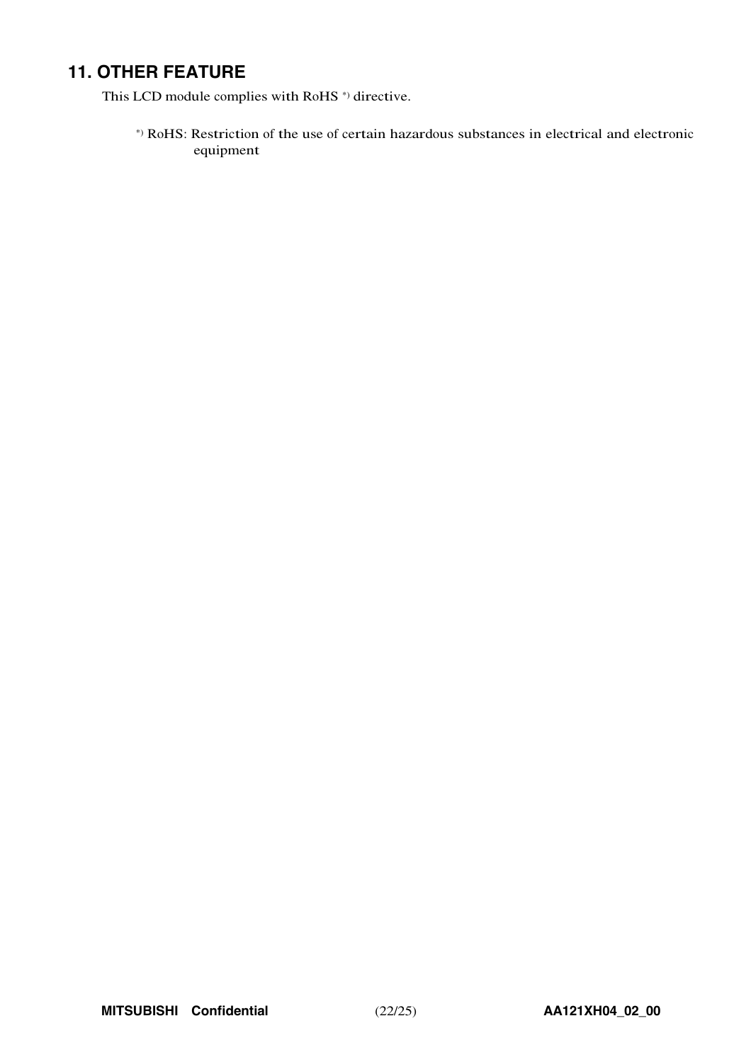## 11. OTHER FEATURE

This LCD module complies with RoHS *) directive.

*) RoHS: Restriction of the use of certain hazardous substances in electrical and electronic equipment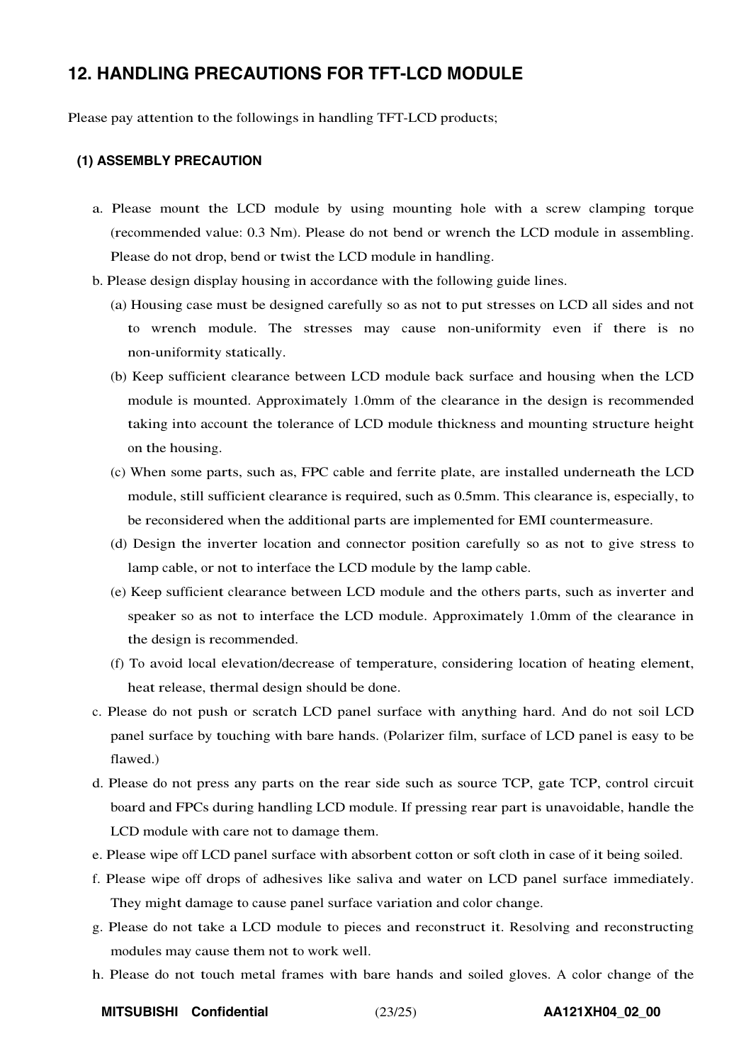## 12. HANDLING PRECAUTIONS FOR TFT-LCD MODULE

Please pay attention to the followings in handling TFT-LCD products;

### (1) ASSEMBLY PRECAUTION

a. Please mount the LCD module by using mounting hole with a screw clamping torque (recommended value: 0.3 Nm). Please do not bend or wrench the LCD module in assembling. Please do not drop, bend or twist the LCD module in handling.

b. Please design display housing in accordance with the following guide lines.

(a) Housing case must be designed carefully so as not to put stresses on LCD all sides and not to wrench module. The stresses may cause non-uniformity even if there is no non-uniformity statically.

(b) Keep sufficient clearance between LCD module back surface and housing when the LCD module is mounted. Approximately 1.0mm of the clearance in the design is recommended taking into account the tolerance of LCD module thickness and mounting structure height on the housing.

(c) When some parts, such as, FPC cable and ferrite plate, are installed underneath the LCD module, still sufficient clearance is required, such as 0.5mm. This clearance is, especially, to be reconsidered when the additional parts are implemented for EMI countermeasure.

(d) Design the inverter location and connector position carefully so as not to give stress to lamp cable, or not to interface the LCD module by the lamp cable.

(e) Keep sufficient clearance between LCD module and the others parts, such as inverter and speaker so as not to interface the LCD module. Approximately 1.0mm of the clearance in the design is recommended.

(f) To avoid local elevation/decrease of temperature, considering location of heating element, heat release, thermal design should be done.

c. Please do not push or scratch LCD panel surface with anything hard. And do not soil LCD panel surface by touching with bare hands. (Polarizer film, surface of LCD panel is easy to be flawed.)

d. Please do not press any parts on the rear side such as source TCP, gate TCP, control circuit board and FPCs during handling LCD module. If pressing rear part is unavoidable, handle the LCD module with care not to damage them.

e. Please wipe off LCD panel surface with absorbent cotton or soft cloth in case of it being soiled.

f. Please wipe off drops of adhesives like saliva and water on LCD panel surface immediately. They might damage to cause panel surface variation and color change.

g. Please do not take a LCD module to pieces and reconstruct it. Resolving and reconstructing modules may cause them not to work well.

h. Please do not touch metal frames with bare hands and soiled gloves. A color change of the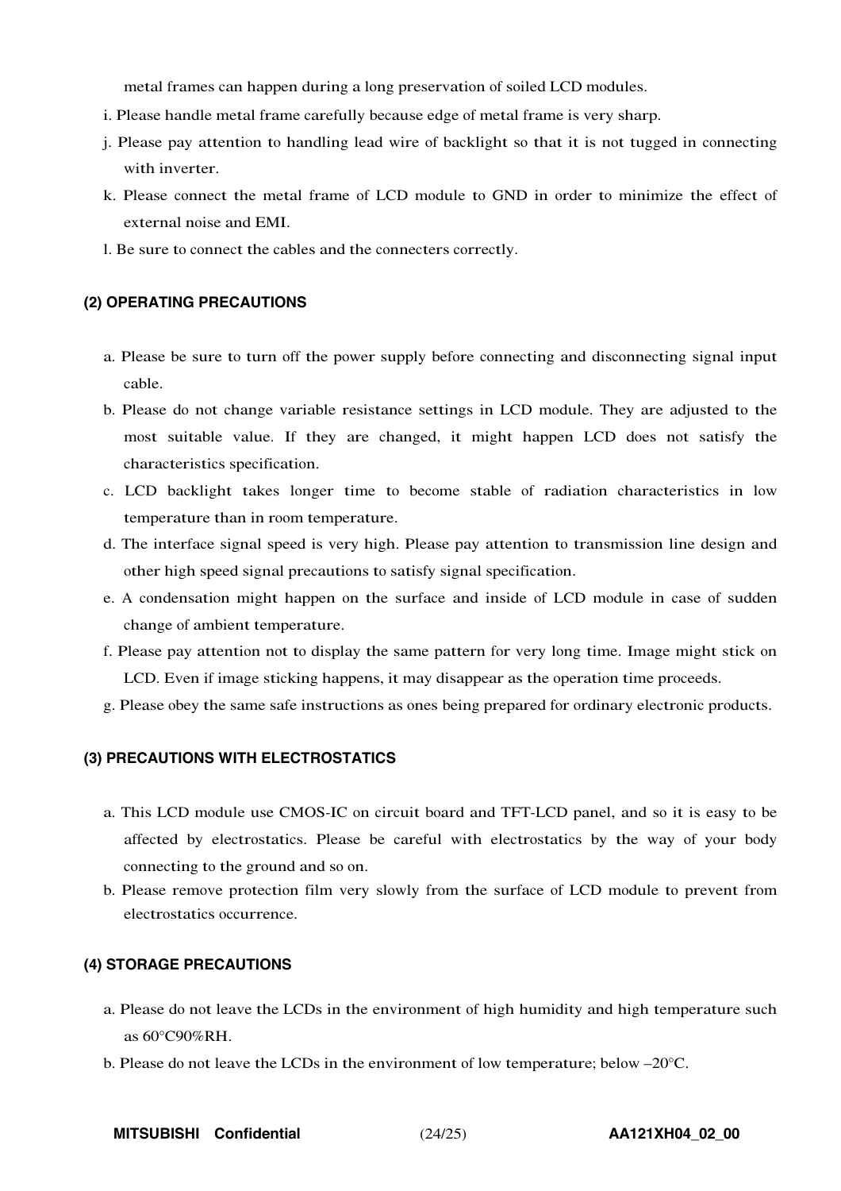metal frames can happen during a long preservation of soiled LCD modules.

i. Please handle metal frame carefully because edge of metal frame is very sharp.

j. Please pay attention to handling lead wire of backlight so that it is not tugged in connecting with inverter.

k. Please connect the metal frame of LCD module to GND in order to minimize the effect of external noise and EMI.

l. Be sure to connect the cables and the connecters correctly.

### (2) OPERATING PRECAUTIONS

a. Please be sure to turn off the power supply before connecting and disconnecting signal input cable.

b. Please do not change variable resistance settings in LCD module. They are adjusted to the most suitable value. If they are changed, it might happen LCD does not satisfy the characteristics specification.

c. LCD backlight takes longer time to become stable of radiation characteristics in low temperature than in room temperature.

d. The interface signal speed is very high. Please pay attention to transmission line design and other high speed signal precautions to satisfy signal specification.

e. A condensation might happen on the surface and inside of LCD module in case of sudden change of ambient temperature.

f. Please pay attention not to display the same pattern for very long time. Image might stick on LCD. Even if image sticking happens, it may disappear as the operation time proceeds.

g. Please obey the same safe instructions as ones being prepared for ordinary electronic products.

### (3) PRECAUTIONS WITH ELECTROSTATICS

a. This LCD module use CMOS-IC on circuit board and TFT-LCD panel, and so it is easy to be affected by electrostatics. Please be careful with electrostatics by the way of your body connecting to the ground and so on.

b. Please remove protection film very slowly from the surface of LCD module to prevent from electrostatics occurrence.

### (4) STORAGE PRECAUTIONS

a. Please do not leave the LCDs in the environment of high humidity and high temperature such as 60°C90%RH.

b. Please do not leave the LCDs in the environment of low temperature; below –20°C.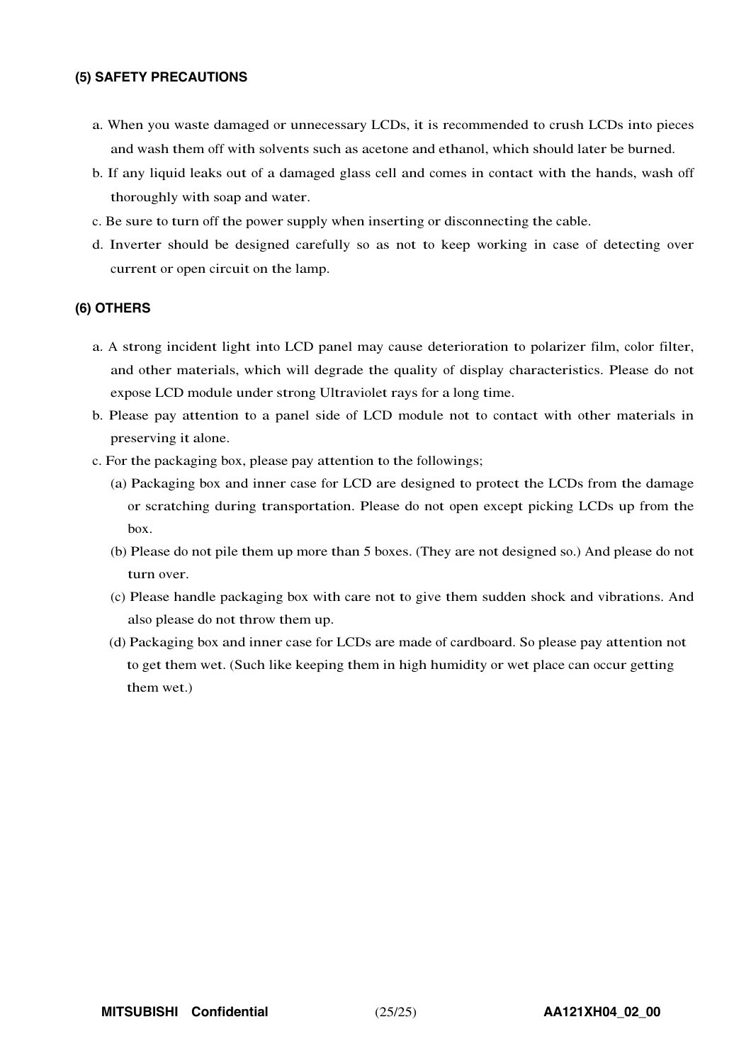#### (5) SAFETY PRECAUTIONS

a. When you waste damaged or unnecessary LCDs, it is recommended to crush LCDs into pieces and wash them off with solvents such as acetone and ethanol, which should later be burned.

b. If any liquid leaks out of a damaged glass cell and comes in contact with the hands, wash off thoroughly with soap and water.

c. Be sure to turn off the power supply when inserting or disconnecting the cable.

d. Inverter should be designed carefully so as not to keep working in case of detecting over current or open circuit on the lamp.

#### (6) OTHERS

a. A strong incident light into LCD panel may cause deterioration to polarizer film, color filter, and other materials, which will degrade the quality of display characteristics. Please do not expose LCD module under strong Ultraviolet rays for a long time.

b. Please pay attention to a panel side of LCD module not to contact with other materials in preserving it alone.

c. For the packaging box, please pay attention to the followings;

(a) Packaging box and inner case for LCD are designed to protect the LCDs from the damage or scratching during transportation. Please do not open except picking LCDs up from the box.

(b) Please do not pile them up more than 5 boxes. (They are not designed so.) And please do not turn over.

(c) Please handle packaging box with care not to give them sudden shock and vibrations. And also please do not throw them up.

(d) Packaging box and inner case for LCDs are made of cardboard. So please pay attention not to get them wet. (Such like keeping them in high humidity or wet place can occur getting them wet.)